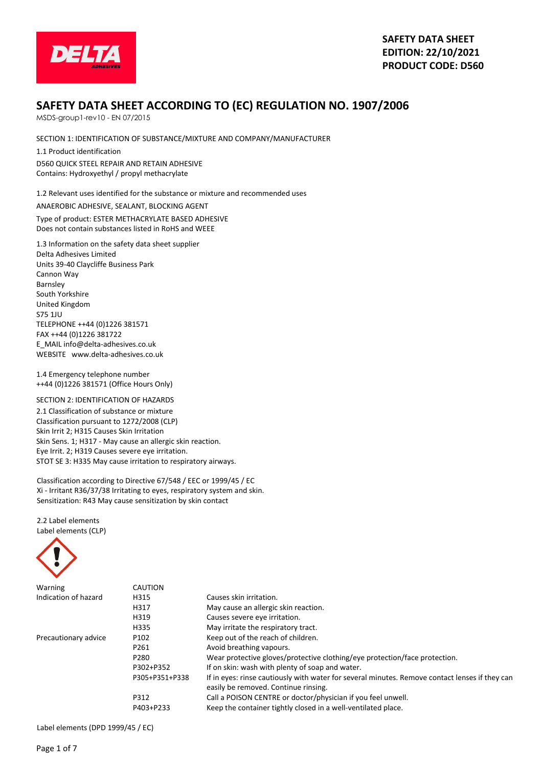**SAFETY DATA SHEET**
**EDITION: 22/10/2021**
**PRODUCT CODE: D560**

# SAFETY DATA SHEET ACCORDING TO (EC) REGULATION NO. 1907/2006

MSDS-group1-rev10 - EN 07/2015

## SECTION 1: IDENTIFICATION OF SUBSTANCE/MIXTURE AND COMPANY/MANUFACTURER

1.1 Product identification

D560 QUICK STEEL REPAIR AND RETAIN ADHESIVE
Contains: Hydroxyethyl / propyl methacrylate

1.2 Relevant uses identified for the substance or mixture and recommended uses

ANAEROBIC ADHESIVE, SEALANT, BLOCKING AGENT

Type of product: ESTER METHACRYLATE BASED ADHESIVE
Does not contain substances listed in RoHS and WEEE

1.3 Information on the safety data sheet supplier
Delta Adhesives Limited
Units 39-40 Claycliffe Business Park
Cannon Way
Barnsley
South Yorkshire
United Kingdom
S75 1JU
TELEPHONE ++44 (0)1226 381571
FAX ++44 (0)1226 381722
E_MAIL info@delta-adhesives.co.uk
WEBSITE www.delta-adhesives.co.uk

1.4 Emergency telephone number
++44 (0)1226 381571 (Office Hours Only)

## SECTION 2: IDENTIFICATION OF HAZARDS

2.1 Classification of substance or mixture
Classification pursuant to 1272/2008 (CLP)
Skin Irrit 2; H315 Causes Skin Irritation
Skin Sens. 1; H317 - May cause an allergic skin reaction.
Eye Irrit. 2; H319 Causes severe eye irritation.
STOT SE 3: H335 May cause irritation to respiratory airways.

Classification according to Directive 67/548 / EEC or 1999/45 / EC
Xi - Irritant R36/37/38 Irritating to eyes, respiratory system and skin.
Sensitization: R43 May cause sensitization by skin contact

2.2 Label elements
Label elements (CLP)

| | | |
|---|---|---|
| Warning | CAUTION | |
| Indication of hazard | H315 | Causes skin irritation. |
| | H317 | May cause an allergic skin reaction. |
| | H319 | Causes severe eye irritation. |
| | H335 | May irritate the respiratory tract. |
| Precautionary advice | P102 | Keep out of the reach of children. |
| | P261 | Avoid breathing vapours. |
| | P280 | Wear protective gloves/protective clothing/eye protection/face protection. |
| | P302+P352 | If on skin: wash with plenty of soap and water. |
| | P305+P351+P338 | If in eyes: rinse cautiously with water for several minutes. Remove contact lenses if they can easily be removed. Continue rinsing. |
| | P312 | Call a POISON CENTRE or doctor/physician if you feel unwell. |
| | P403+P233 | Keep the container tightly closed in a well-ventilated place. |

Label elements (DPD 1999/45 / EC)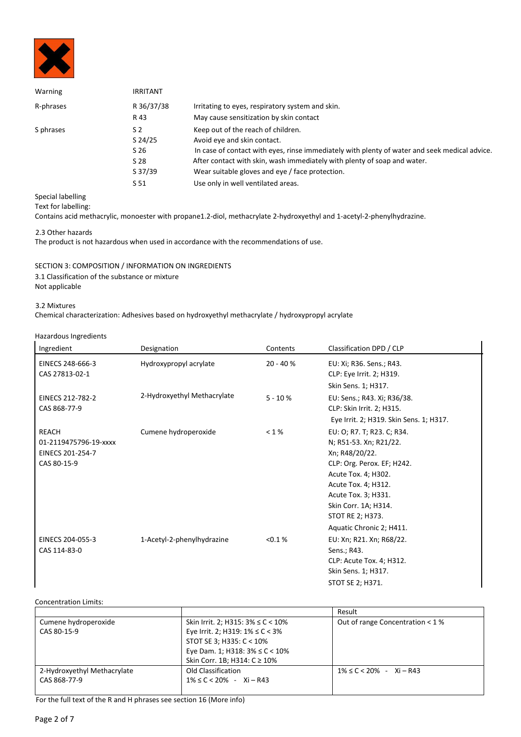| | | |
|---|---|---|
| Warning | IRRITANT | |
| R-phrases | R 36/37/38 | Irritating to eyes, respiratory system and skin. |
| | R 43 | May cause sensitization by skin contact |
| S phrases | S 2 | Keep out of the reach of children. |
| | S 24/25 | Avoid eye and skin contact. |
| | S 26 | In case of contact with eyes, rinse immediately with plenty of water and seek medical advice. |
| | S 28 | After contact with skin, wash immediately with plenty of soap and water. |
| | S 37/39 | Wear suitable gloves and eye / face protection. |
| | S 51 | Use only in well ventilated areas. |

Special labelling
Text for labelling:
Contains acid methacrylic, monoester with propane1.2-diol, methacrylate 2-hydroxyethyl and 1-acetyl-2-phenylhydrazine.

2.3 Other hazards
The product is not hazardous when used in accordance with the recommendations of use.

## SECTION 3: COMPOSITION / INFORMATION ON INGREDIENTS

3.1 Classification of the substance or mixture
Not applicable

3.2 Mixtures
Chemical characterization: Adhesives based on hydroxyethyl methacrylate / hydroxypropyl acrylate

Hazardous Ingredients

| Ingredient | Designation | Contents | Classification DPD / CLP |
|---|---|---|---|
| EINECS 248-666-3<br>CAS 27813-02-1 | Hydroxypropyl acrylate | 20 - 40 % | EU: Xi; R36. Sens.; R43.<br>CLP: Eye Irrit. 2; H319.<br>Skin Sens. 1; H317. |
| EINECS 212-782-2<br>CAS 868-77-9 | 2-Hydroxyethyl Methacrylate | 5 - 10 % | EU: Sens.; R43. Xi; R36/38.<br>CLP: Skin Irrit. 2; H315.<br>Eye Irrit. 2; H319. Skin Sens. 1; H317. |
| REACH<br>01-2119475796-19-xxxx<br>EINECS 201-254-7<br>CAS 80-15-9 | Cumene hydroperoxide | < 1 % | EU: O; R7. T; R23. C; R34.<br>N; R51-53. Xn; R21/22.<br>Xn; R48/20/22.<br>CLP: Org. Perox. EF; H242.<br>Acute Tox. 4; H302.<br>Acute Tox. 4; H312.<br>Acute Tox. 3; H331.<br>Skin Corr. 1A; H314.<br>STOT RE 2; H373.<br>Aquatic Chronic 2; H411. |
| EINECS 204-055-3<br>CAS 114-83-0 | 1-Acetyl-2-phenylhydrazine | <0.1 % | EU: Xn; R21. Xn; R68/22.<br>Sens.; R43.<br>CLP: Acute Tox. 4; H312.<br>Skin Sens. 1; H317.<br>STOT SE 2; H371. |

Concentration Limits:

| | | Result |
|---|---|---|
| Cumene hydroperoxide<br>CAS 80-15-9 | Skin Irrit. 2; H315: 3% ≤ C < 10%<br>Eye Irrit. 2; H319: 1% ≤ C < 3%<br>STOT SE 3; H335: C < 10%<br>Eye Dam. 1; H318: 3% ≤ C < 10%<br>Skin Corr. 1B; H314: C ≥ 10% | Out of range Concentration < 1 % |
| 2-Hydroxyethyl Methacrylate<br>CAS 868-77-9 | Old Classification<br>1% ≤ C < 20% - Xi – R43 | 1% ≤ C < 20% - Xi – R43 |

For the full text of the R and H phrases see section 16 (More info)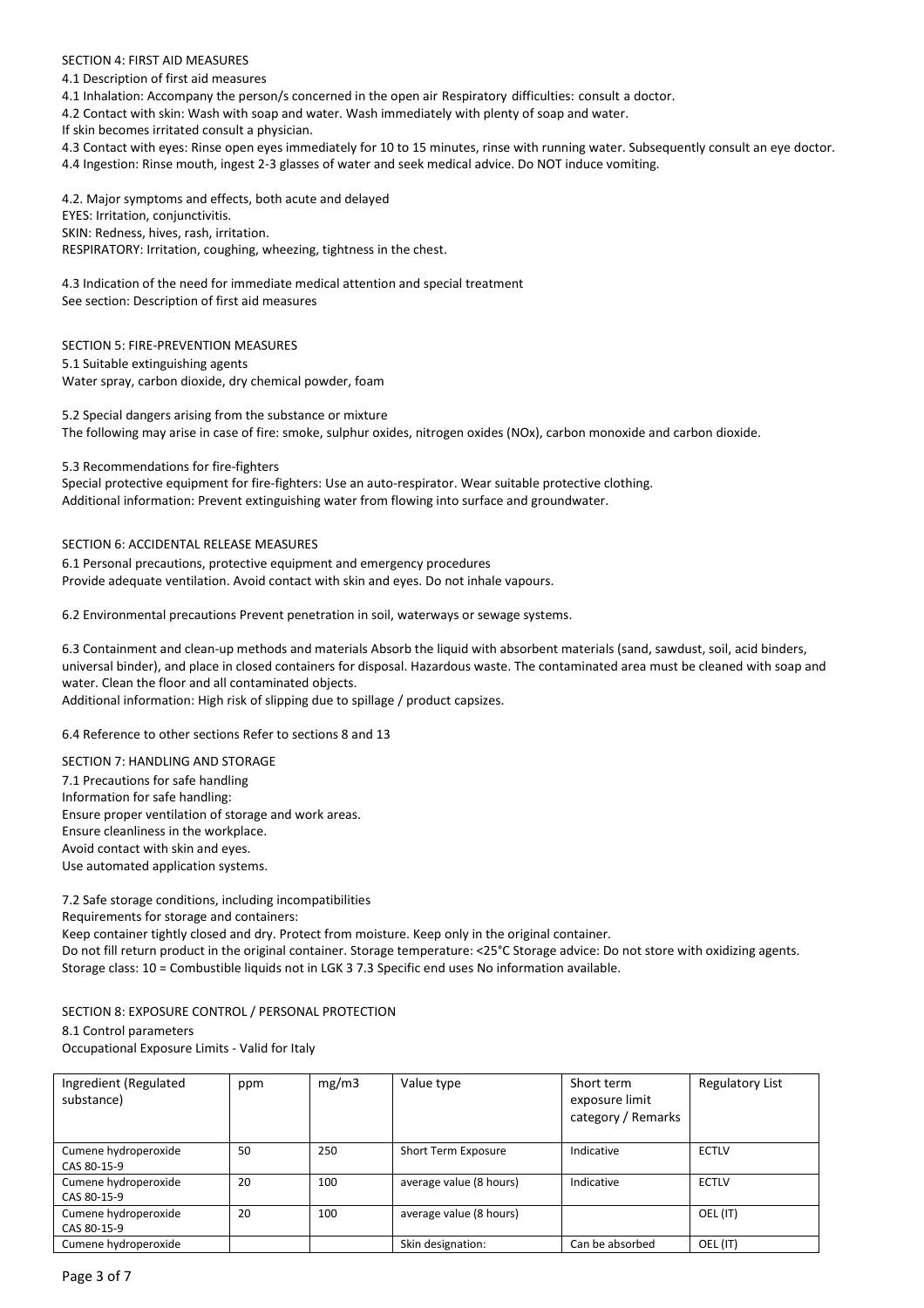## SECTION 4: FIRST AID MEASURES

4.1 Description of first aid measures

4.1 Inhalation: Accompany the person/s concerned in the open air Respiratory difficulties: consult a doctor.

4.2 Contact with skin: Wash with soap and water. Wash immediately with plenty of soap and water.

If skin becomes irritated consult a physician.

4.3 Contact with eyes: Rinse open eyes immediately for 10 to 15 minutes, rinse with running water. Subsequently consult an eye doctor.

4.4 Ingestion: Rinse mouth, ingest 2-3 glasses of water and seek medical advice. Do NOT induce vomiting.

4.2. Major symptoms and effects, both acute and delayed

EYES: Irritation, conjunctivitis.

SKIN: Redness, hives, rash, irritation.

RESPIRATORY: Irritation, coughing, wheezing, tightness in the chest.

4.3 Indication of the need for immediate medical attention and special treatment

See section: Description of first aid measures

## SECTION 5: FIRE-PREVENTION MEASURES

5.1 Suitable extinguishing agents

Water spray, carbon dioxide, dry chemical powder, foam

5.2 Special dangers arising from the substance or mixture

The following may arise in case of fire: smoke, sulphur oxides, nitrogen oxides (NOx), carbon monoxide and carbon dioxide.

5.3 Recommendations for fire-fighters

Special protective equipment for fire-fighters: Use an auto-respirator. Wear suitable protective clothing.

Additional information: Prevent extinguishing water from flowing into surface and groundwater.

## SECTION 6: ACCIDENTAL RELEASE MEASURES

6.1 Personal precautions, protective equipment and emergency procedures

Provide adequate ventilation. Avoid contact with skin and eyes. Do not inhale vapours.

6.2 Environmental precautions Prevent penetration in soil, waterways or sewage systems.

6.3 Containment and clean-up methods and materials Absorb the liquid with absorbent materials (sand, sawdust, soil, acid binders, universal binder), and place in closed containers for disposal. Hazardous waste. The contaminated area must be cleaned with soap and water. Clean the floor and all contaminated objects.

Additional information: High risk of slipping due to spillage / product capsizes.

6.4 Reference to other sections Refer to sections 8 and 13

## SECTION 7: HANDLING AND STORAGE

7.1 Precautions for safe handling

Information for safe handling:

Ensure proper ventilation of storage and work areas.

Ensure cleanliness in the workplace.

Avoid contact with skin and eyes.

Use automated application systems.

7.2 Safe storage conditions, including incompatibilities

Requirements for storage and containers:

Keep container tightly closed and dry. Protect from moisture. Keep only in the original container.

Do not fill return product in the original container. Storage temperature: <25°C Storage advice: Do not store with oxidizing agents.

Storage class: 10 = Combustible liquids not in LGK 3 7.3 Specific end uses No information available.

## SECTION 8: EXPOSURE CONTROL / PERSONAL PROTECTION

8.1 Control parameters

Occupational Exposure Limits - Valid for Italy

| Ingredient (Regulated substance) | ppm | mg/m3 | Value type | Short term exposure limit category / Remarks | Regulatory List |
|---|---|---|---|---|---|
| Cumene hydroperoxide CAS 80-15-9 | 50 | 250 | Short Term Exposure | Indicative | ECTLV |
| Cumene hydroperoxide CAS 80-15-9 | 20 | 100 | average value (8 hours) | Indicative | ECTLV |
| Cumene hydroperoxide CAS 80-15-9 | 20 | 100 | average value (8 hours) | | OEL (IT) |
| Cumene hydroperoxide | | | Skin designation: | Can be absorbed | OEL (IT) |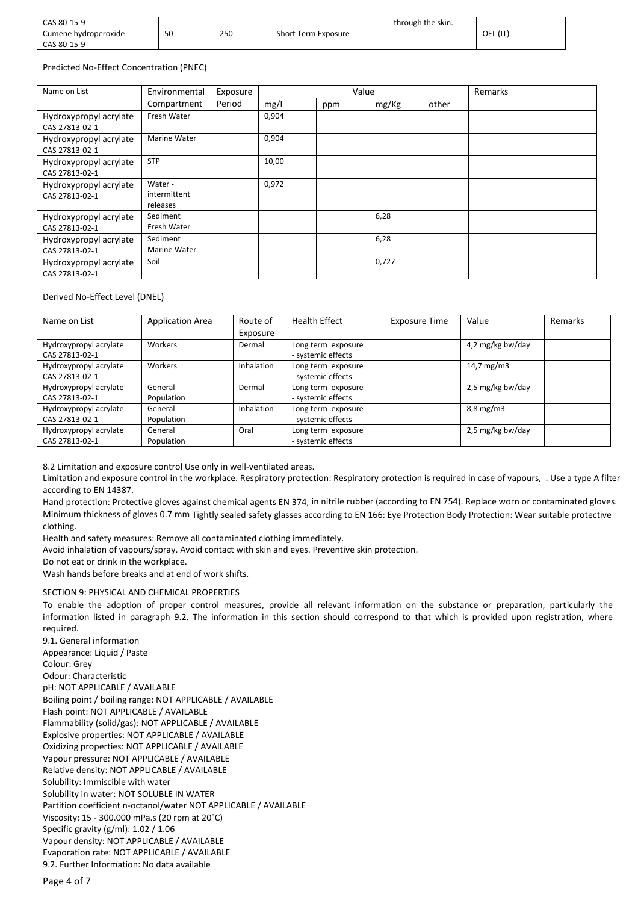| CAS 80-15-9 | | | | through the skin. | |
| --- | --- | --- | --- | --- | --- |
| Cumene hydroperoxide CAS 80-15-9 | 50 | 250 | Short Term Exposure | | OEL (IT) |

Predicted No-Effect Concentration (PNEC)

| Name on List | Environmental Compartment | Exposure Period | Value | | | | Remarks |
| --- | --- | --- | --- | --- | --- | --- | --- |
| | | | mg/l | ppm | mg/Kg | other | |
| Hydroxypropyl acrylate CAS 27813-02-1 | Fresh Water | | 0,904 | | | | |
| Hydroxypropyl acrylate CAS 27813-02-1 | Marine Water | | 0,904 | | | | |
| Hydroxypropyl acrylate CAS 27813-02-1 | STP | | 10,00 | | | | |
| Hydroxypropyl acrylate CAS 27813-02-1 | Water - intermittent releases | | 0,972 | | | | |
| Hydroxypropyl acrylate CAS 27813-02-1 | Sediment Fresh Water | | | | 6,28 | | |
| Hydroxypropyl acrylate CAS 27813-02-1 | Sediment Marine Water | | | | 6,28 | | |
| Hydroxypropyl acrylate CAS 27813-02-1 | Soil | | | | 0,727 | | |

Derived No-Effect Level (DNEL)

| Name on List | Application Area | Route of Exposure | Health Effect | Exposure Time | Value | Remarks |
| --- | --- | --- | --- | --- | --- | --- |
| Hydroxypropyl acrylate CAS 27813-02-1 | Workers | Dermal | Long term exposure - systemic effects | | 4,2 mg/kg bw/day | |
| Hydroxypropyl acrylate CAS 27813-02-1 | Workers | Inhalation | Long term exposure - systemic effects | | 14,7 mg/m3 | |
| Hydroxypropyl acrylate CAS 27813-02-1 | General Population | Dermal | Long term exposure - systemic effects | | 2,5 mg/kg bw/day | |
| Hydroxypropyl acrylate CAS 27813-02-1 | General Population | Inhalation | Long term exposure - systemic effects | | 8,8 mg/m3 | |
| Hydroxypropyl acrylate CAS 27813-02-1 | General Population | Oral | Long term exposure - systemic effects | | 2,5 mg/kg bw/day | |

8.2 Limitation and exposure control Use only in well-ventilated areas.

Limitation and exposure control in the workplace. Respiratory protection: Respiratory protection is required in case of vapours, . Use a type A filter according to EN 14387.

Hand protection: Protective gloves against chemical agents EN 374, in nitrile rubber (according to EN 754). Replace worn or contaminated gloves. Minimum thickness of gloves 0.7 mm Tightly sealed safety glasses according to EN 166: Eye Protection Body Protection: Wear suitable protective clothing.

Health and safety measures: Remove all contaminated clothing immediately.

Avoid inhalation of vapours/spray. Avoid contact with skin and eyes. Preventive skin protection.

Do not eat or drink in the workplace.

Wash hands before breaks and at end of work shifts.

## SECTION 9: PHYSICAL AND CHEMICAL PROPERTIES

To enable the adoption of proper control measures, provide all relevant information on the substance or preparation, particularly the information listed in paragraph 9.2. The information in this section should correspond to that which is provided upon registration, where required.

9.1. General information

Appearance: Liquid / Paste
Colour: Grey
Odour: Characteristic
pH: NOT APPLICABLE / AVAILABLE
Boiling point / boiling range: NOT APPLICABLE / AVAILABLE
Flash point: NOT APPLICABLE / AVAILABLE
Flammability (solid/gas): NOT APPLICABLE / AVAILABLE
Explosive properties: NOT APPLICABLE / AVAILABLE
Oxidizing properties: NOT APPLICABLE / AVAILABLE
Vapour pressure: NOT APPLICABLE / AVAILABLE
Relative density: NOT APPLICABLE / AVAILABLE
Solubility: Immiscible with water
Solubility in water: NOT SOLUBLE IN WATER
Partition coefficient n-octanol/water NOT APPLICABLE / AVAILABLE
Viscosity: 15 - 300.000 mPa.s (20 rpm at 20°C)
Specific gravity (g/ml): 1.02 / 1.06
Vapour density: NOT APPLICABLE / AVAILABLE
Evaporation rate: NOT APPLICABLE / AVAILABLE

9.2. Further Information: No data available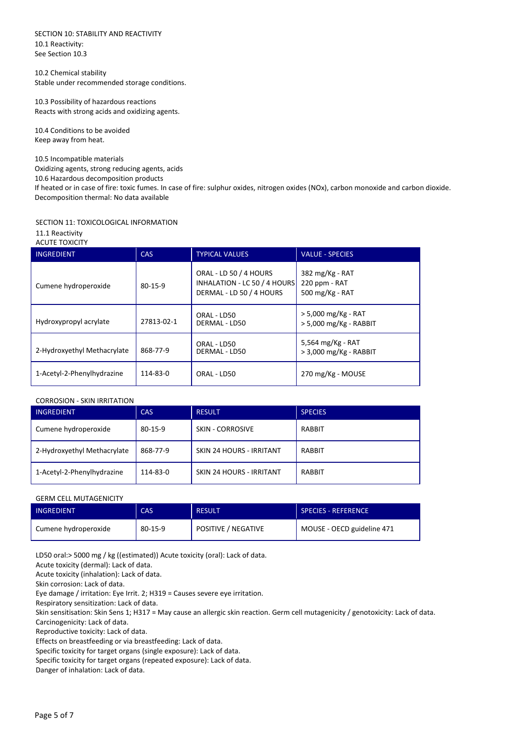## SECTION 10: STABILITY AND REACTIVITY

10.1 Reactivity:
See Section 10.3

10.2 Chemical stability
Stable under recommended storage conditions.

10.3 Possibility of hazardous reactions
Reacts with strong acids and oxidizing agents.

10.4 Conditions to be avoided
Keep away from heat.

10.5 Incompatible materials
Oxidizing agents, strong reducing agents, acids
10.6 Hazardous decomposition products
If heated or in case of fire: toxic fumes. In case of fire: sulphur oxides, nitrogen oxides (NOx), carbon monoxide and carbon dioxide.
Decomposition thermal: No data available

## SECTION 11: TOXICOLOGICAL INFORMATION

11.1 Reactivity
ACUTE TOXICITY

| INGREDIENT | CAS | TYPICAL VALUES | VALUE - SPECIES |
|---|---|---|---|
| Cumene hydroperoxide | 80-15-9 | ORAL - LD 50 / 4 HOURS<br>INHALATION - LC 50 / 4 HOURS<br>DERMAL - LD 50 / 4 HOURS | 382 mg/Kg - RAT<br>220 ppm - RAT<br>500 mg/Kg - RAT |
| Hydroxypropyl acrylate | 27813-02-1 | ORAL - LD50<br>DERMAL - LD50 | > 5,000 mg/Kg - RAT<br>> 5,000 mg/Kg - RABBIT |
| 2-Hydroxyethyl Methacrylate | 868-77-9 | ORAL - LD50<br>DERMAL - LD50 | 5,564 mg/Kg - RAT<br>> 3,000 mg/Kg - RABBIT |
| 1-Acetyl-2-Phenylhydrazine | 114-83-0 | ORAL - LD50 | 270 mg/Kg - MOUSE |

CORROSION - SKIN IRRITATION

| INGREDIENT | CAS | RESULT | SPECIES |
|---|---|---|---|
| Cumene hydroperoxide | 80-15-9 | SKIN - CORROSIVE | RABBIT |
| 2-Hydroxyethyl Methacrylate | 868-77-9 | SKIN 24 HOURS - IRRITANT | RABBIT |
| 1-Acetyl-2-Phenylhydrazine | 114-83-0 | SKIN 24 HOURS - IRRITANT | RABBIT |

GERM CELL MUTAGENICITY

| INGREDIENT | CAS | RESULT | SPECIES - REFERENCE |
|---|---|---|---|
| Cumene hydroperoxide | 80-15-9 | POSITIVE / NEGATIVE | MOUSE - OECD guideline 471 |

LD50 oral:> 5000 mg / kg ((estimated)) Acute toxicity (oral): Lack of data.
Acute toxicity (dermal): Lack of data.
Acute toxicity (inhalation): Lack of data.
Skin corrosion: Lack of data.
Eye damage / irritation: Eye Irrit. 2; H319 = Causes severe eye irritation.
Respiratory sensitization: Lack of data.
Skin sensitisation: Skin Sens 1; H317 = May cause an allergic skin reaction. Germ cell mutagenicity / genotoxicity: Lack of data.
Carcinogenicity: Lack of data.
Reproductive toxicity: Lack of data.
Effects on breastfeeding or via breastfeeding: Lack of data.
Specific toxicity for target organs (single exposure): Lack of data.
Specific toxicity for target organs (repeated exposure): Lack of data.
Danger of inhalation: Lack of data.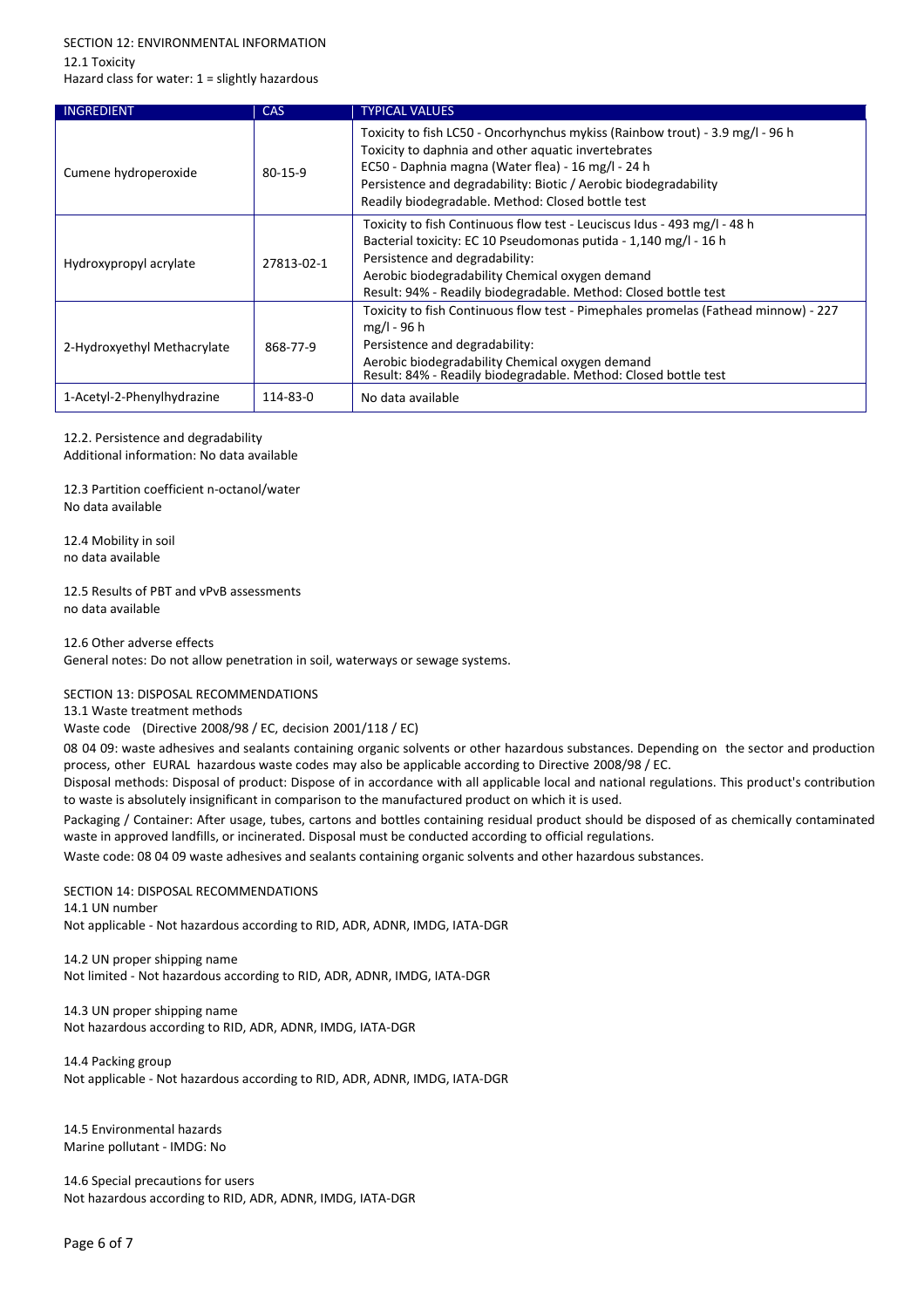## SECTION 12: ENVIRONMENTAL INFORMATION

### 12.1 Toxicity

Hazard class for water: 1 = slightly hazardous

| INGREDIENT | CAS | TYPICAL VALUES |
|---|---|---|
| Cumene hydroperoxide | 80-15-9 | Toxicity to fish LC50 - Oncorhynchus mykiss (Rainbow trout) - 3.9 mg/l - 96 h<br>Toxicity to daphnia and other aquatic invertebrates<br>EC50 - Daphnia magna (Water flea) - 16 mg/l - 24 h<br>Persistence and degradability: Biotic / Aerobic biodegradability<br>Readily biodegradable. Method: Closed bottle test |
| Hydroxypropyl acrylate | 27813-02-1 | Toxicity to fish Continuous flow test - Leuciscus Idus - 493 mg/l - 48 h<br>Bacterial toxicity: EC 10 Pseudomonas putida - 1,140 mg/l - 16 h<br>Persistence and degradability:<br>Aerobic biodegradability Chemical oxygen demand<br>Result: 94% - Readily biodegradable. Method: Closed bottle test |
| 2-Hydroxyethyl Methacrylate | 868-77-9 | Toxicity to fish Continuous flow test - Pimephales promelas (Fathead minnow) - 227 mg/l - 96 h<br>Persistence and degradability:<br>Aerobic biodegradability Chemical oxygen demand<br>Result: 84% - Readily biodegradable. Method: Closed bottle test |
| 1-Acetyl-2-Phenylhydrazine | 114-83-0 | No data available |

### 12.2. Persistence and degradability

Additional information: No data available

### 12.3 Partition coefficient n-octanol/water

No data available

### 12.4 Mobility in soil

no data available

### 12.5 Results of PBT and vPvB assessments

no data available

### 12.6 Other adverse effects

General notes: Do not allow penetration in soil, waterways or sewage systems.

## SECTION 13: DISPOSAL RECOMMENDATIONS

### 13.1 Waste treatment methods

Waste code (Directive 2008/98 / EC, decision 2001/118 / EC)

08 04 09: waste adhesives and sealants containing organic solvents or other hazardous substances. Depending on the sector and production process, other EURAL hazardous waste codes may also be applicable according to Directive 2008/98 / EC.

Disposal methods: Disposal of product: Dispose of in accordance with all applicable local and national regulations. This product's contribution to waste is absolutely insignificant in comparison to the manufactured product on which it is used.

Packaging / Container: After usage, tubes, cartons and bottles containing residual product should be disposed of as chemically contaminated waste in approved landfills, or incinerated. Disposal must be conducted according to official regulations.

Waste code: 08 04 09 waste adhesives and sealants containing organic solvents and other hazardous substances.

## SECTION 14: DISPOSAL RECOMMENDATIONS

### 14.1 UN number

Not applicable - Not hazardous according to RID, ADR, ADNR, IMDG, IATA-DGR

### 14.2 UN proper shipping name

Not limited - Not hazardous according to RID, ADR, ADNR, IMDG, IATA-DGR

### 14.3 UN proper shipping name

Not hazardous according to RID, ADR, ADNR, IMDG, IATA-DGR

### 14.4 Packing group

Not applicable - Not hazardous according to RID, ADR, ADNR, IMDG, IATA-DGR

### 14.5 Environmental hazards

Marine pollutant - IMDG: No

### 14.6 Special precautions for users

Not hazardous according to RID, ADR, ADNR, IMDG, IATA-DGR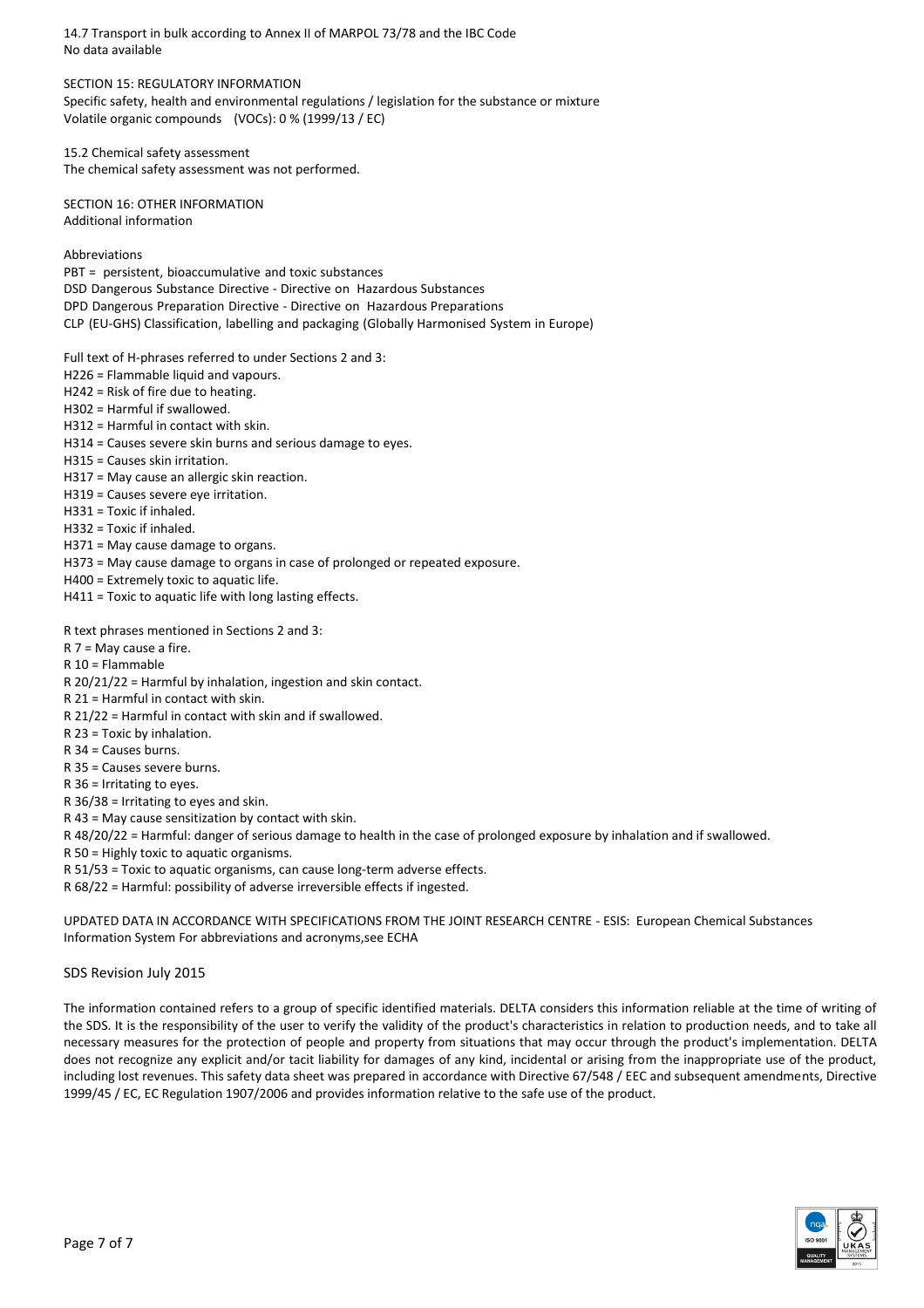14.7 Transport in bulk according to Annex II of MARPOL 73/78 and the IBC Code
No data available

## SECTION 15: REGULATORY INFORMATION

Specific safety, health and environmental regulations / legislation for the substance or mixture
Volatile organic compounds (VOCs): 0 % (1999/13 / EC)

### 15.2 Chemical safety assessment

The chemical safety assessment was not performed.

## SECTION 16: OTHER INFORMATION

Additional information

Abbreviations

PBT = persistent, bioaccumulative and toxic substances
DSD Dangerous Substance Directive - Directive on Hazardous Substances
DPD Dangerous Preparation Directive - Directive on Hazardous Preparations
CLP (EU-GHS) Classification, labelling and packaging (Globally Harmonised System in Europe)

Full text of H-phrases referred to under Sections 2 and 3:

H226 = Flammable liquid and vapours.
H242 = Risk of fire due to heating.
H302 = Harmful if swallowed.
H312 = Harmful in contact with skin.
H314 = Causes severe skin burns and serious damage to eyes.
H315 = Causes skin irritation.
H317 = May cause an allergic skin reaction.
H319 = Causes severe eye irritation.
H331 = Toxic if inhaled.
H332 = Toxic if inhaled.
H371 = May cause damage to organs.
H373 = May cause damage to organs in case of prolonged or repeated exposure.
H400 = Extremely toxic to aquatic life.
H411 = Toxic to aquatic life with long lasting effects.

R text phrases mentioned in Sections 2 and 3:

R 7 = May cause a fire.
R 10 = Flammable
R 20/21/22 = Harmful by inhalation, ingestion and skin contact.
R 21 = Harmful in contact with skin.
R 21/22 = Harmful in contact with skin and if swallowed.
R 23 = Toxic by inhalation.
R 34 = Causes burns.
R 35 = Causes severe burns.
R 36 = Irritating to eyes.
R 36/38 = Irritating to eyes and skin.
R 43 = May cause sensitization by contact with skin.
R 48/20/22 = Harmful: danger of serious damage to health in the case of prolonged exposure by inhalation and if swallowed.
R 50 = Highly toxic to aquatic organisms.
R 51/53 = Toxic to aquatic organisms, can cause long-term adverse effects.
R 68/22 = Harmful: possibility of adverse irreversible effects if ingested.

UPDATED DATA IN ACCORDANCE WITH SPECIFICATIONS FROM THE JOINT RESEARCH CENTRE - ESIS: European Chemical Substances Information System For abbreviations and acronyms,see ECHA

SDS Revision July 2015

The information contained refers to a group of specific identified materials. DELTA considers this information reliable at the time of writing of the SDS. It is the responsibility of the user to verify the validity of the product's characteristics in relation to production needs, and to take all necessary measures for the protection of people and property from situations that may occur through the product's implementation. DELTA does not recognize any explicit and/or tacit liability for damages of any kind, incidental or arising from the inappropriate use of the product, including lost revenues. This safety data sheet was prepared in accordance with Directive 67/548 / EEC and subsequent amendments, Directive 1999/45 / EC, EC Regulation 1907/2006 and provides information relative to the safe use of the product.